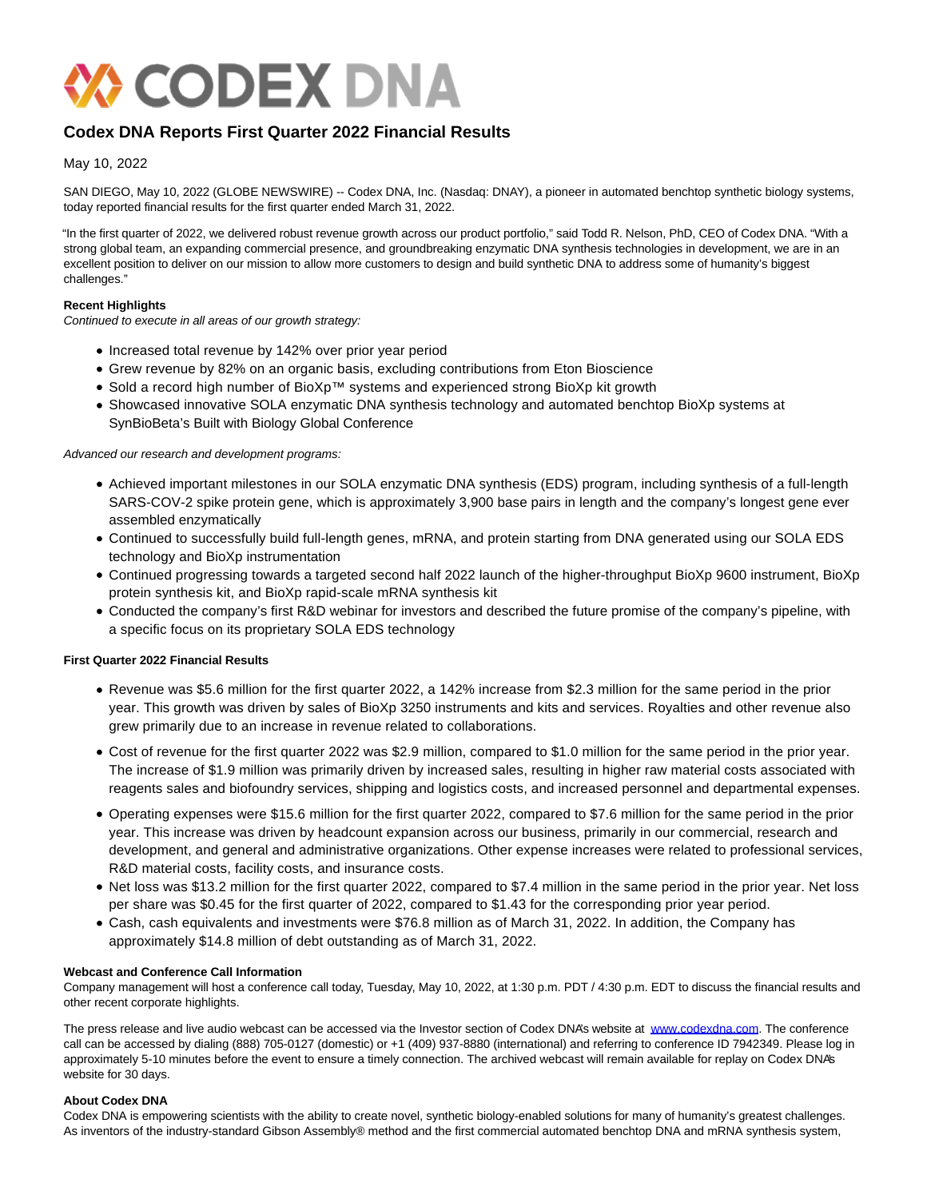# Codex DNA Reports First Quarter 2022 Financial Results

May 10, 2022

SAN DIEGO, May 10, 2022 (GLOBE NEWSWIRE) -- Codex DNA, Inc. (Nasdaq: DNAY), a pioneer in automated benchtop synthetic biology systems, today reported financial results for the first quarter ended March 31, 2022.

"In the first quarter of 2022, we delivered robust revenue growth across our product portfolio," said Todd R. Nelson, PhD, CEO of Codex DNA. "With a strong global team, an expanding commercial presence, and groundbreaking enzymatic DNA synthesis technologies in development, we are in an excellent position to deliver on our mission to allow more customers to design and build synthetic DNA to address some of humanity's biggest challenges."

**Recent Highlights**

*Continued to execute in all areas of our growth strategy:*

- Increased total revenue by 142% over prior year period
- Grew revenue by 82% on an organic basis, excluding contributions from Eton Bioscience
- Sold a record high number of BioXp™ systems and experienced strong BioXp kit growth
- Showcased innovative SOLA enzymatic DNA synthesis technology and automated benchtop BioXp systems at SynBioBeta's Built with Biology Global Conference

*Advanced our research and development programs:*

- Achieved important milestones in our SOLA enzymatic DNA synthesis (EDS) program, including synthesis of a full-length SARS-COV-2 spike protein gene, which is approximately 3,900 base pairs in length and the company's longest gene ever assembled enzymatically
- Continued to successfully build full-length genes, mRNA, and protein starting from DNA generated using our SOLA EDS technology and BioXp instrumentation
- Continued progressing towards a targeted second half 2022 launch of the higher-throughput BioXp 9600 instrument, BioXp protein synthesis kit, and BioXp rapid-scale mRNA synthesis kit
- Conducted the company's first R&D webinar for investors and described the future promise of the company's pipeline, with a specific focus on its proprietary SOLA EDS technology

**First Quarter 2022 Financial Results**

- Revenue was $5.6 million for the first quarter 2022, a 142% increase from $2.3 million for the same period in the prior year. This growth was driven by sales of BioXp 3250 instruments and kits and services. Royalties and other revenue also grew primarily due to an increase in revenue related to collaborations.
- Cost of revenue for the first quarter 2022 was $2.9 million, compared to $1.0 million for the same period in the prior year. The increase of $1.9 million was primarily driven by increased sales, resulting in higher raw material costs associated with reagents sales and biofoundry services, shipping and logistics costs, and increased personnel and departmental expenses.
- Operating expenses were $15.6 million for the first quarter 2022, compared to $7.6 million for the same period in the prior year. This increase was driven by headcount expansion across our business, primarily in our commercial, research and development, and general and administrative organizations. Other expense increases were related to professional services, R&D material costs, facility costs, and insurance costs.
- Net loss was $13.2 million for the first quarter 2022, compared to $7.4 million in the same period in the prior year. Net loss per share was $0.45 for the first quarter of 2022, compared to $1.43 for the corresponding prior year period.
- Cash, cash equivalents and investments were $76.8 million as of March 31, 2022. In addition, the Company has approximately $14.8 million of debt outstanding as of March 31, 2022.

**Webcast and Conference Call Information**

Company management will host a conference call today, Tuesday, May 10, 2022, at 1:30 p.m. PDT / 4:30 p.m. EDT to discuss the financial results and other recent corporate highlights.

The press release and live audio webcast can be accessed via the Investor section of Codex DNA's website at www.codexdna.com. The conference call can be accessed by dialing (888) 705-0127 (domestic) or +1 (409) 937-8880 (international) and referring to conference ID 7942349. Please log in approximately 5-10 minutes before the event to ensure a timely connection. The archived webcast will remain available for replay on Codex DNA's website for 30 days.

**About Codex DNA**

Codex DNA is empowering scientists with the ability to create novel, synthetic biology-enabled solutions for many of humanity's greatest challenges. As inventors of the industry-standard Gibson Assembly® method and the first commercial automated benchtop DNA and mRNA synthesis system,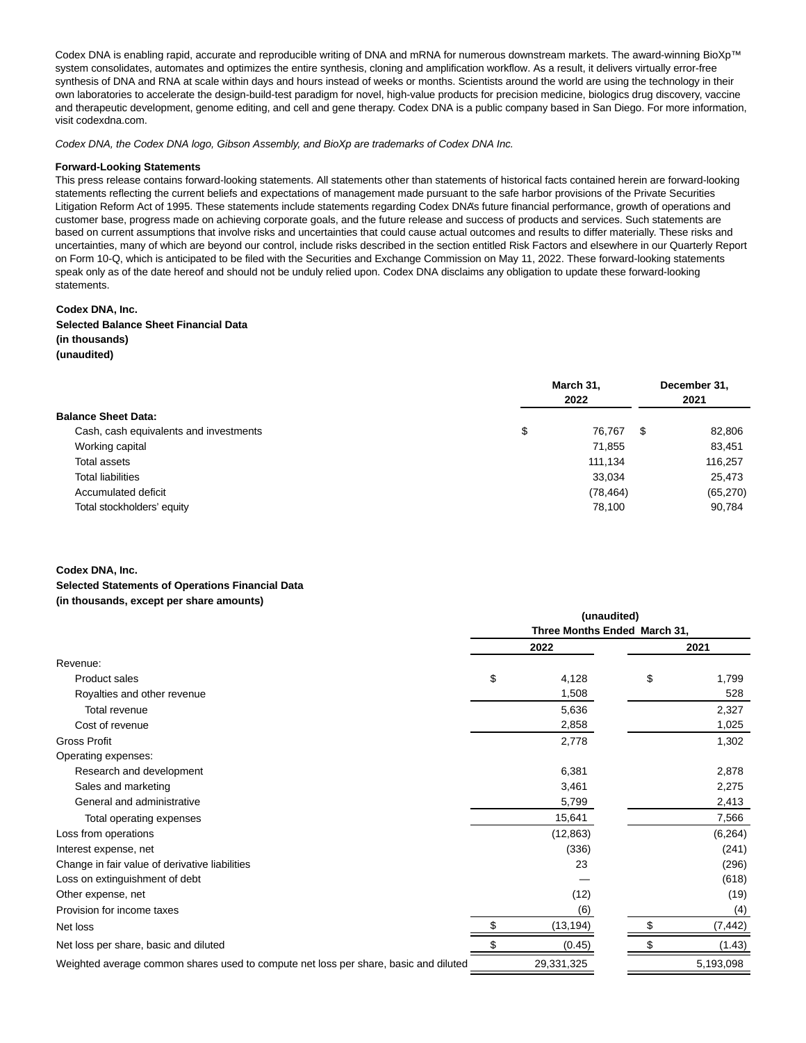Codex DNA is enabling rapid, accurate and reproducible writing of DNA and mRNA for numerous downstream markets. The award-winning BioXp™ system consolidates, automates and optimizes the entire synthesis, cloning and amplification workflow. As a result, it delivers virtually error-free synthesis of DNA and RNA at scale within days and hours instead of weeks or months. Scientists around the world are using the technology in their own laboratories to accelerate the design-build-test paradigm for novel, high-value products for precision medicine, biologics drug discovery, vaccine and therapeutic development, genome editing, and cell and gene therapy. Codex DNA is a public company based in San Diego. For more information, visit codexdna.com.

*Codex DNA, the Codex DNA logo, Gibson Assembly, and BioXp are trademarks of Codex DNA Inc.*

**Forward-Looking Statements**

This press release contains forward-looking statements. All statements other than statements of historical facts contained herein are forward-looking statements reflecting the current beliefs and expectations of management made pursuant to the safe harbor provisions of the Private Securities Litigation Reform Act of 1995. These statements include statements regarding Codex DNA's future financial performance, growth of operations and customer base, progress made on achieving corporate goals, and the future release and success of products and services. Such statements are based on current assumptions that involve risks and uncertainties that could cause actual outcomes and results to differ materially. These risks and uncertainties, many of which are beyond our control, include risks described in the section entitled Risk Factors and elsewhere in our Quarterly Report on Form 10-Q, which is anticipated to be filed with the Securities and Exchange Commission on May 11, 2022. These forward-looking statements speak only as of the date hereof and should not be unduly relied upon. Codex DNA disclaims any obligation to update these forward-looking statements.

**Codex DNA, Inc.**
**Selected Balance Sheet Financial Data**
**(in thousands)**
**(unaudited)**

| | March 31, 2022 | December 31, 2021 |
|---|---|---|
| **Balance Sheet Data:** | | |
| Cash, cash equivalents and investments | $ 76,767 | $ 82,806 |
| Working capital | 71,855 | 83,451 |
| Total assets | 111,134 | 116,257 |
| Total liabilities | 33,034 | 25,473 |
| Accumulated deficit | (78,464) | (65,270) |
| Total stockholders' equity | 78,100 | 90,784 |

**Codex DNA, Inc.**
**Selected Statements of Operations Financial Data**
**(in thousands, except per share amounts)**

| | (unaudited) Three Months Ended March 31, | |
|---|---|---|
| | 2022 | 2021 |
| Revenue: | | |
| Product sales | $ 4,128 | $ 1,799 |
| Royalties and other revenue | 1,508 | 528 |
| Total revenue | 5,636 | 2,327 |
| Cost of revenue | 2,858 | 1,025 |
| Gross Profit | 2,778 | 1,302 |
| Operating expenses: | | |
| Research and development | 6,381 | 2,878 |
| Sales and marketing | 3,461 | 2,275 |
| General and administrative | 5,799 | 2,413 |
| Total operating expenses | 15,641 | 7,566 |
| Loss from operations | (12,863) | (6,264) |
| Interest expense, net | (336) | (241) |
| Change in fair value of derivative liabilities | 23 | (296) |
| Loss on extinguishment of debt | — | (618) |
| Other expense, net | (12) | (19) |
| Provision for income taxes | (6) | (4) |
| Net loss | $ (13,194) | $ (7,442) |
| Net loss per share, basic and diluted | $ (0.45) | $ (1.43) |
| Weighted average common shares used to compute net loss per share, basic and diluted | 29,331,325 | 5,193,098 |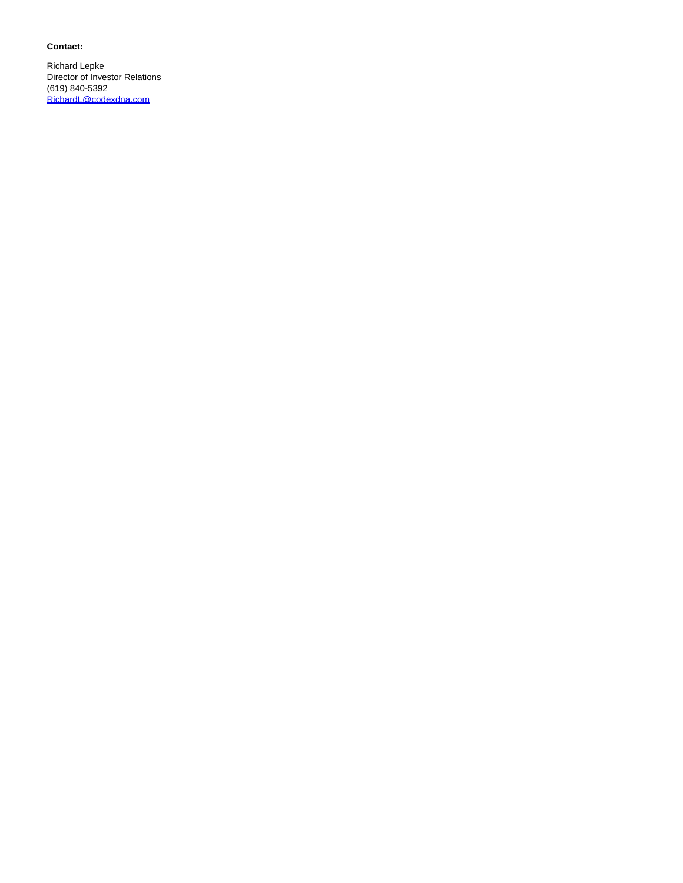**Contact:**

Richard Lepke
Director of Investor Relations
(619) 840-5392
RichardL@codexdna.com